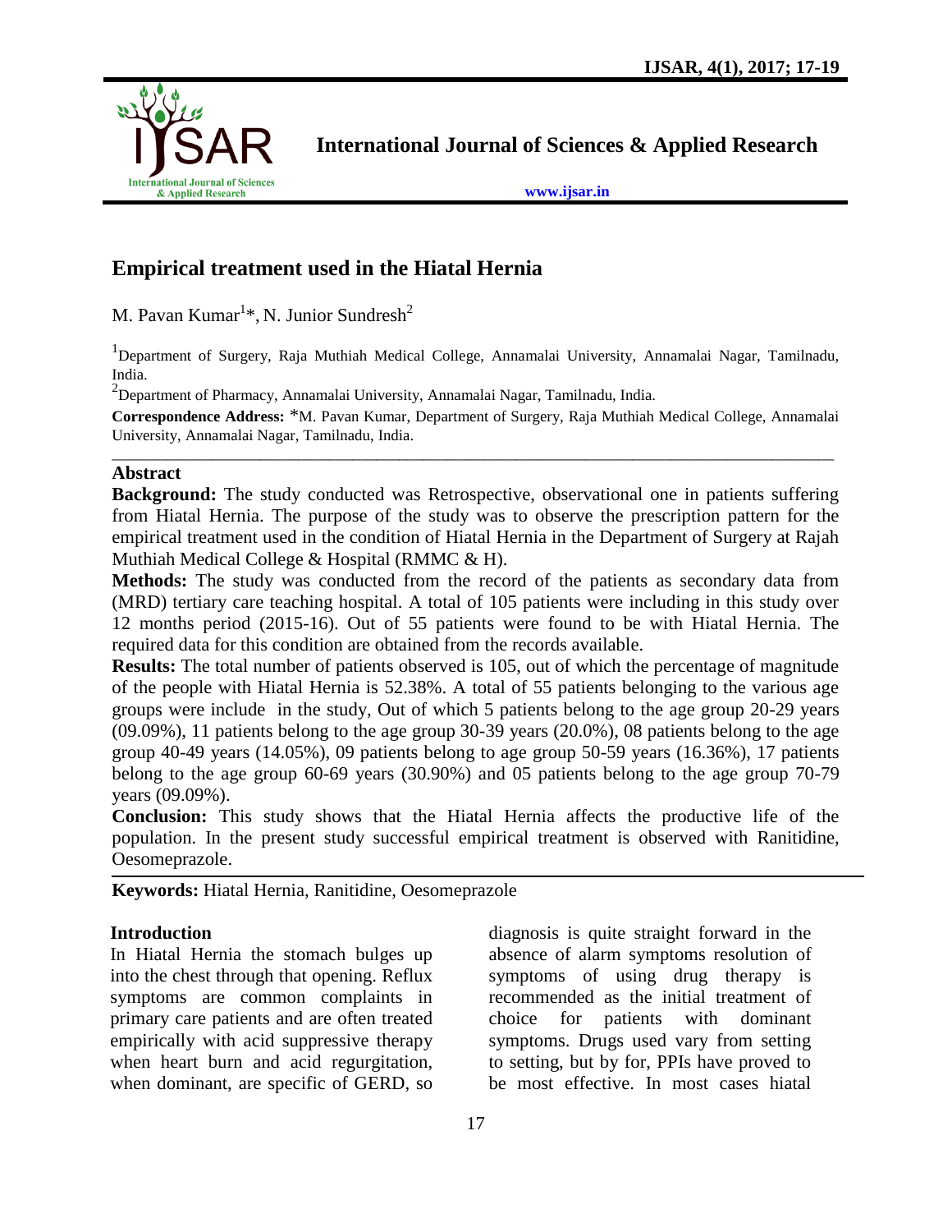# Empirical treatment used in the Hiatal Hernia

M. Pavan Kumar[1]*, N. Junior Sundresh[2]

[1]Department of Surgery, Raja Muthiah Medical College, Annamalai University, Annamalai Nagar, Tamilnadu, India.

[2]Department of Pharmacy, Annamalai University, Annamalai Nagar, Tamilnadu, India.

**Correspondence Address:** *M. Pavan Kumar, Department of Surgery, Raja Muthiah Medical College, Annamalai University, Annamalai Nagar, Tamilnadu, India.

## Abstract

**Background:** The study conducted was Retrospective, observational one in patients suffering from Hiatal Hernia. The purpose of the study was to observe the prescription pattern for the empirical treatment used in the condition of Hiatal Hernia in the Department of Surgery at Rajah Muthiah Medical College & Hospital (RMMC & H).

**Methods:** The study was conducted from the record of the patients as secondary data from (MRD) tertiary care teaching hospital. A total of 105 patients were including in this study over 12 months period (2015-16). Out of 55 patients were found to be with Hiatal Hernia. The required data for this condition are obtained from the records available.

**Results:** The total number of patients observed is 105, out of which the percentage of magnitude of the people with Hiatal Hernia is 52.38%. A total of 55 patients belonging to the various age groups were include in the study, Out of which 5 patients belong to the age group 20-29 years (09.09%), 11 patients belong to the age group 30-39 years (20.0%), 08 patients belong to the age group 40-49 years (14.05%), 09 patients belong to age group 50-59 years (16.36%), 17 patients belong to the age group 60-69 years (30.90%) and 05 patients belong to the age group 70-79 years (09.09%).

**Conclusion:** This study shows that the Hiatal Hernia affects the productive life of the population. In the present study successful empirical treatment is observed with Ranitidine, Oesomeprazole.

**Keywords:** Hiatal Hernia, Ranitidine, Oesomeprazole

## Introduction

In Hiatal Hernia the stomach bulges up into the chest through that opening. Reflux symptoms are common complaints in primary care patients and are often treated empirically with acid suppressive therapy when heart burn and acid regurgitation, when dominant, are specific of GERD, so diagnosis is quite straight forward in the absence of alarm symptoms resolution of symptoms of using drug therapy is recommended as the initial treatment of choice for patients with dominant symptoms. Drugs used vary from setting to setting, but by for, PPIs have proved to be most effective. In most cases hiatal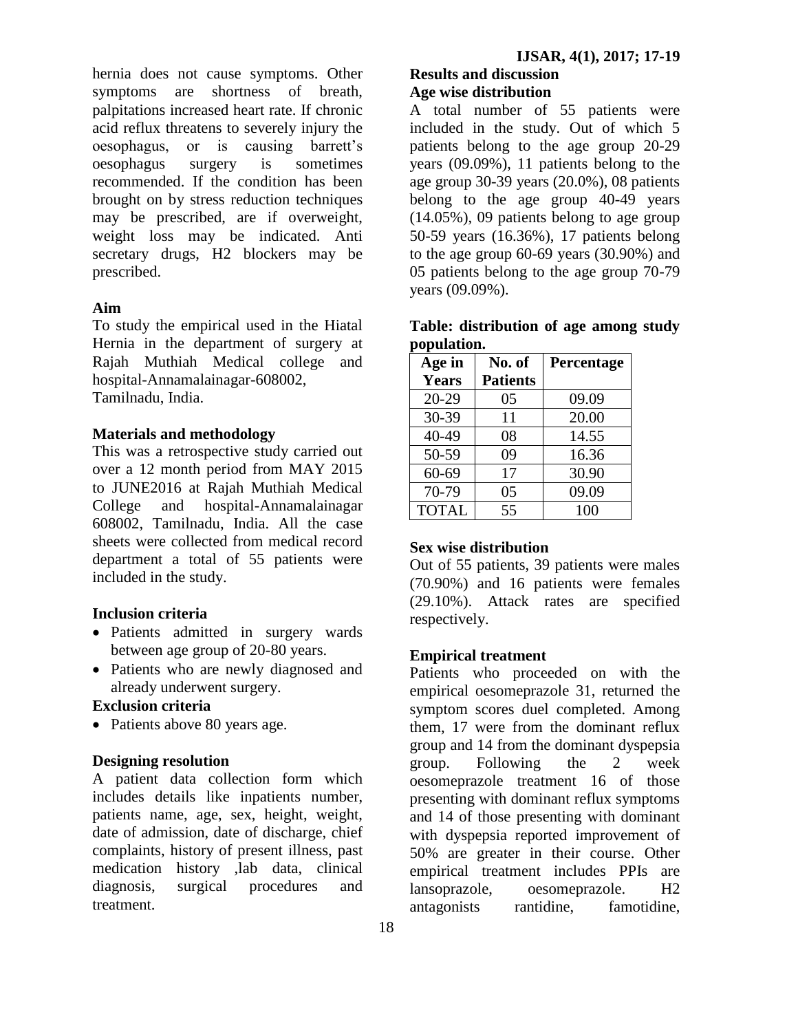hernia does not cause symptoms. Other symptoms are shortness of breath, palpitations increased heart rate. If chronic acid reflux threatens to severely injury the oesophagus, or is causing barrett's oesophagus surgery is sometimes recommended. If the condition has been brought on by stress reduction techniques may be prescribed, are if overweight, weight loss may be indicated. Anti secretary drugs, H2 blockers may be prescribed.

### Aim

To study the empirical used in the Hiatal Hernia in the department of surgery at Rajah Muthiah Medical college and hospital-Annamalainagar-608002, Tamilnadu, India.

### Materials and methodology

This was a retrospective study carried out over a 12 month period from MAY 2015 to JUNE2016 at Rajah Muthiah Medical College and hospital-Annamalainagar 608002, Tamilnadu, India. All the case sheets were collected from medical record department a total of 55 patients were included in the study.

### Inclusion criteria

- Patients admitted in surgery wards between age group of 20-80 years.
- Patients who are newly diagnosed and already underwent surgery.

### Exclusion criteria

- Patients above 80 years age.

### Designing resolution

A patient data collection form which includes details like inpatients number, patients name, age, sex, height, weight, date of admission, date of discharge, chief complaints, history of present illness, past medication history ,lab data, clinical diagnosis, surgical procedures and treatment.

## Results and discussion

### Age wise distribution

A total number of 55 patients were included in the study. Out of which 5 patients belong to the age group 20-29 years (09.09%), 11 patients belong to the age group 30-39 years (20.0%), 08 patients belong to the age group 40-49 years (14.05%), 09 patients belong to age group 50-59 years (16.36%), 17 patients belong to the age group 60-69 years (30.90%) and 05 patients belong to the age group 70-79 years (09.09%).

**Table: distribution of age among study population.**

| Age in Years | No. of Patients | Percentage |
|---|---|---|
| 20-29 | 05 | 09.09 |
| 30-39 | 11 | 20.00 |
| 40-49 | 08 | 14.55 |
| 50-59 | 09 | 16.36 |
| 60-69 | 17 | 30.90 |
| 70-79 | 05 | 09.09 |
| TOTAL | 55 | 100 |

### Sex wise distribution

Out of 55 patients, 39 patients were males (70.90%) and 16 patients were females (29.10%). Attack rates are specified respectively.

### Empirical treatment

Patients who proceeded on with the empirical oesomeprazole 31, returned the symptom scores duel completed. Among them, 17 were from the dominant reflux group and 14 from the dominant dyspepsia group. Following the 2 week oesomeprazole treatment 16 of those presenting with dominant reflux symptoms and 14 of those presenting with dominant with dyspepsia reported improvement of 50% are greater in their course. Other empirical treatment includes PPIs are lansoprazole, oesomeprazole. H2 antagonists rantidine, famotidine,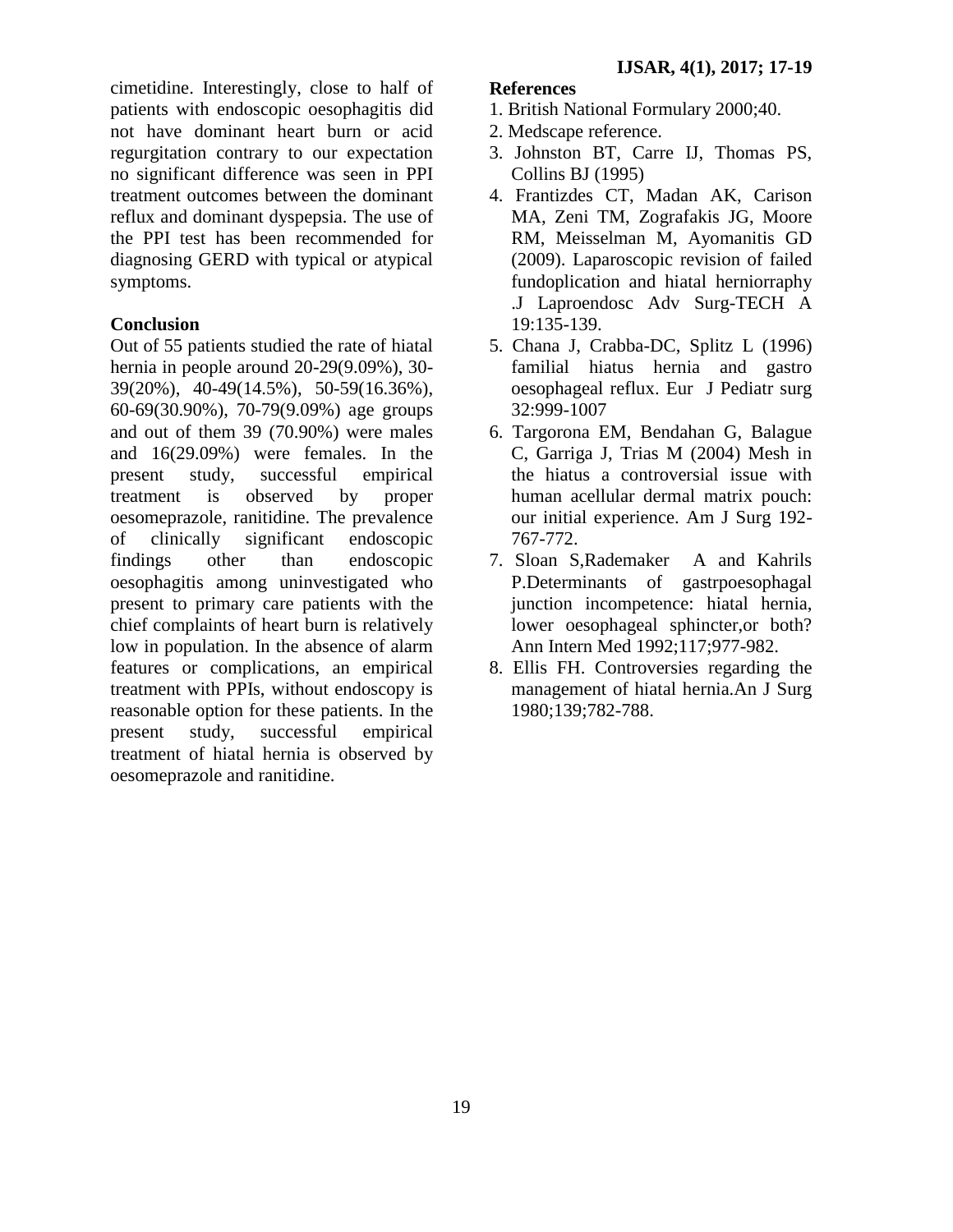cimetidine. Interestingly, close to half of patients with endoscopic oesophagitis did not have dominant heart burn or acid regurgitation contrary to our expectation no significant difference was seen in PPI treatment outcomes between the dominant reflux and dominant dyspepsia. The use of the PPI test has been recommended for diagnosing GERD with typical or atypical symptoms.

### Conclusion

Out of 55 patients studied the rate of hiatal hernia in people around 20-29(9.09%), 30-39(20%), 40-49(14.5%), 50-59(16.36%), 60-69(30.90%), 70-79(9.09%) age groups and out of them 39 (70.90%) were males and 16(29.09%) were females. In the present study, successful empirical treatment is observed by proper oesomeprazole, ranitidine. The prevalence of clinically significant endoscopic findings other than endoscopic oesophagitis among uninvestigated who present to primary care patients with the chief complaints of heart burn is relatively low in population. In the absence of alarm features or complications, an empirical treatment with PPIs, without endoscopy is reasonable option for these patients. In the present study, successful empirical treatment of hiatal hernia is observed by oesomeprazole and ranitidine.

### References

1. British National Formulary 2000;40.
2. Medscape reference.
3. Johnston BT, Carre IJ, Thomas PS, Collins BJ (1995)
4. Frantizdes CT, Madan AK, Carison MA, Zeni TM, Zografakis JG, Moore RM, Meisselman M, Ayomanitis GD (2009). Laparoscopic revision of failed fundoplication and hiatal herniorraphy .J Laproendosc Adv Surg-TECH A 19:135-139.
5. Chana J, Crabba-DC, Splitz L (1996) familial hiatus hernia and gastro oesophageal reflux. Eur J Pediatr surg 32:999-1007
6. Targorona EM, Bendahan G, Balague C, Garriga J, Trias M (2004) Mesh in the hiatus a controversial issue with human acellular dermal matrix pouch: our initial experience. Am J Surg 192-767-772.
7. Sloan S,Rademaker A and Kahrils P.Determinants of gastrpoesophagal junction incompetence: hiatal hernia, lower oesophageal sphincter,or both? Ann Intern Med 1992;117;977-982.
8. Ellis FH. Controversies regarding the management of hiatal hernia.An J Surg 1980;139;782-788.